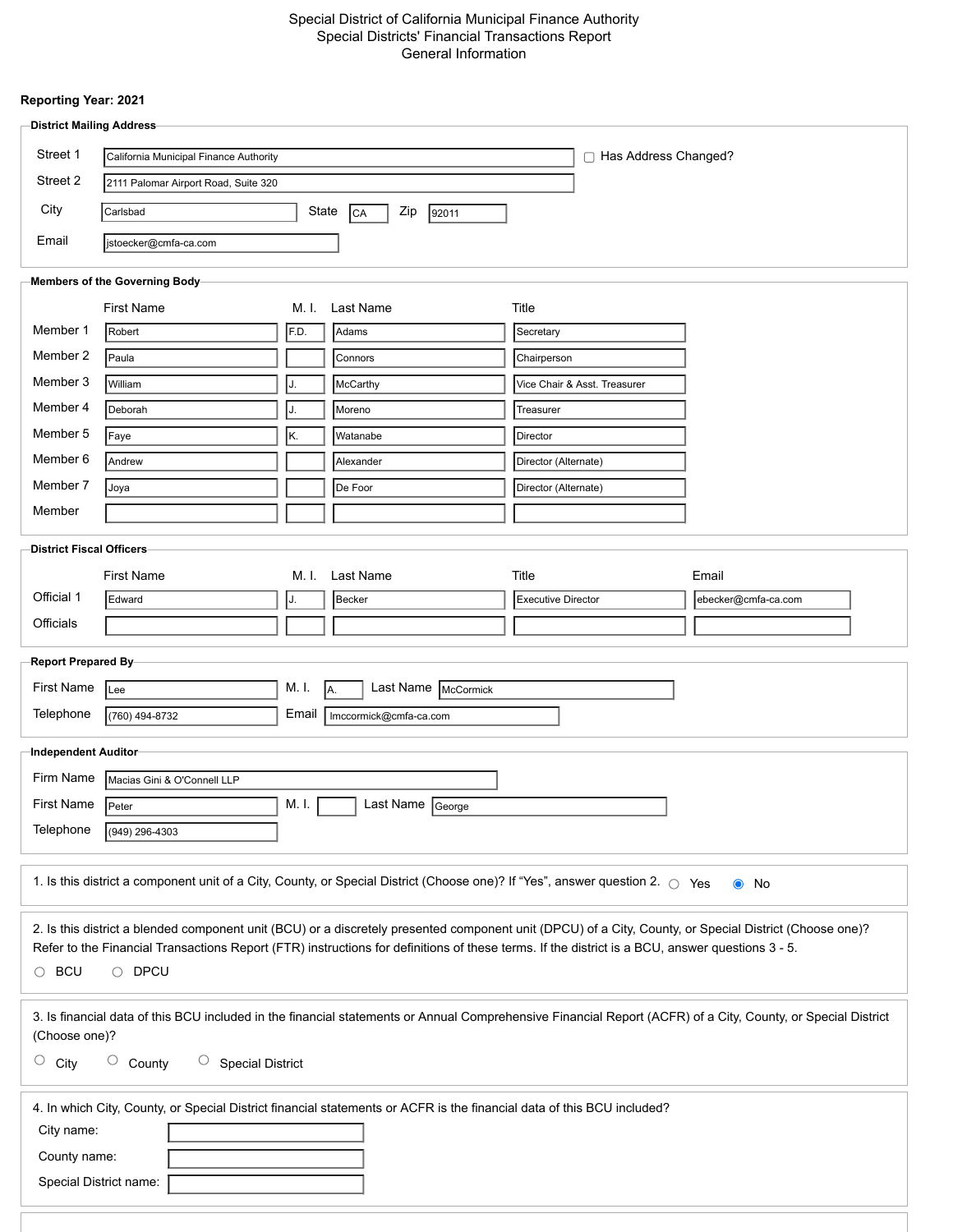# Special District of California Municipal Finance Authority
## Special Districts' Financial Transactions Report
## General Information

**Reporting Year: 2021**

### District Mailing Address

| | |
|---|---|
| Street 1 | California Municipal Finance Authority |
| Street 2 | 2111 Palomar Airport Road, Suite 320 |
| City | Carlsbad |
| State | CA |
| Zip | 92011 |
| Email | jstoecker@cmfa-ca.com |

☐ Has Address Changed?

### Members of the Governing Body

| | First Name | M. I. | Last Name | Title |
|---|---|---|---|---|
| Member 1 | Robert | F.D. | Adams | Secretary |
| Member 2 | Paula | | Connors | Chairperson |
| Member 3 | William | J. | McCarthy | Vice Chair & Asst. Treasurer |
| Member 4 | Deborah | J. | Moreno | Treasurer |
| Member 5 | Faye | K. | Watanabe | Director |
| Member 6 | Andrew | | Alexander | Director (Alternate) |
| Member 7 | Joya | | De Foor | Director (Alternate) |
| Member | | | | |

### District Fiscal Officers

| | First Name | M. I. | Last Name | Title | Email |
|---|---|---|---|---|---|
| Official 1 | Edward | J. | Becker | Executive Director | ebecker@cmfa-ca.com |
| Officials | | | | | |

### Report Prepared By

| | |
|---|---|
| First Name | Lee |
| M. I. | A. |
| Last Name | McCormick |
| Telephone | (760) 494-8732 |
| Email | lmccormick@cmfa-ca.com |

### Independent Auditor

| | |
|---|---|
| Firm Name | Macias Gini & O'Connell LLP |
| First Name | Peter |
| M. I. | |
| Last Name | George |
| Telephone | (949) 296-4303 |

1. Is this district a component unit of a City, County, or Special District (Choose one)? If "Yes", answer question 2. ○ Yes ◉ No

2. Is this district a blended component unit (BCU) or a discretely presented component unit (DPCU) of a City, County, or Special District (Choose one)? Refer to the Financial Transactions Report (FTR) instructions for definitions of these terms. If the district is a BCU, answer questions 3 - 5.

○ BCU ○ DPCU

3. Is financial data of this BCU included in the financial statements or Annual Comprehensive Financial Report (ACFR) of a City, County, or Special District (Choose one)?

○ City ○ County ○ Special District

4. In which City, County, or Special District financial statements or ACFR is the financial data of this BCU included?

City name:

County name:

Special District name: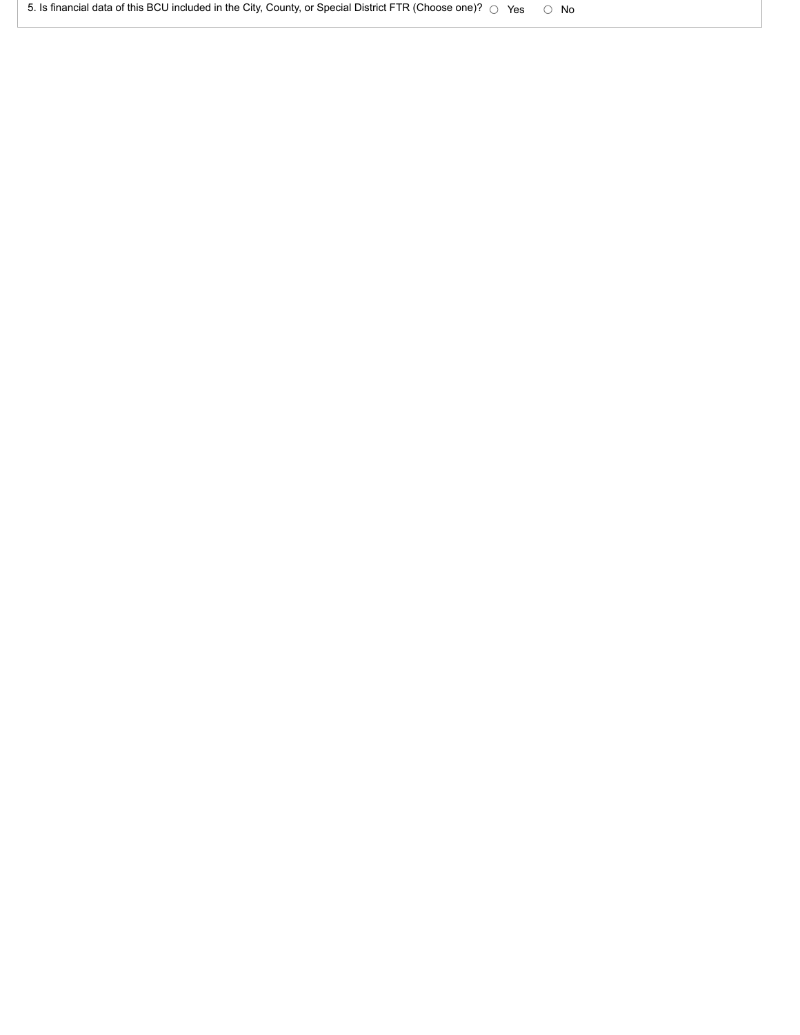5. Is financial data of this BCU included in the City, County, or Special District FTR (Choose one)? ○ Yes ○ No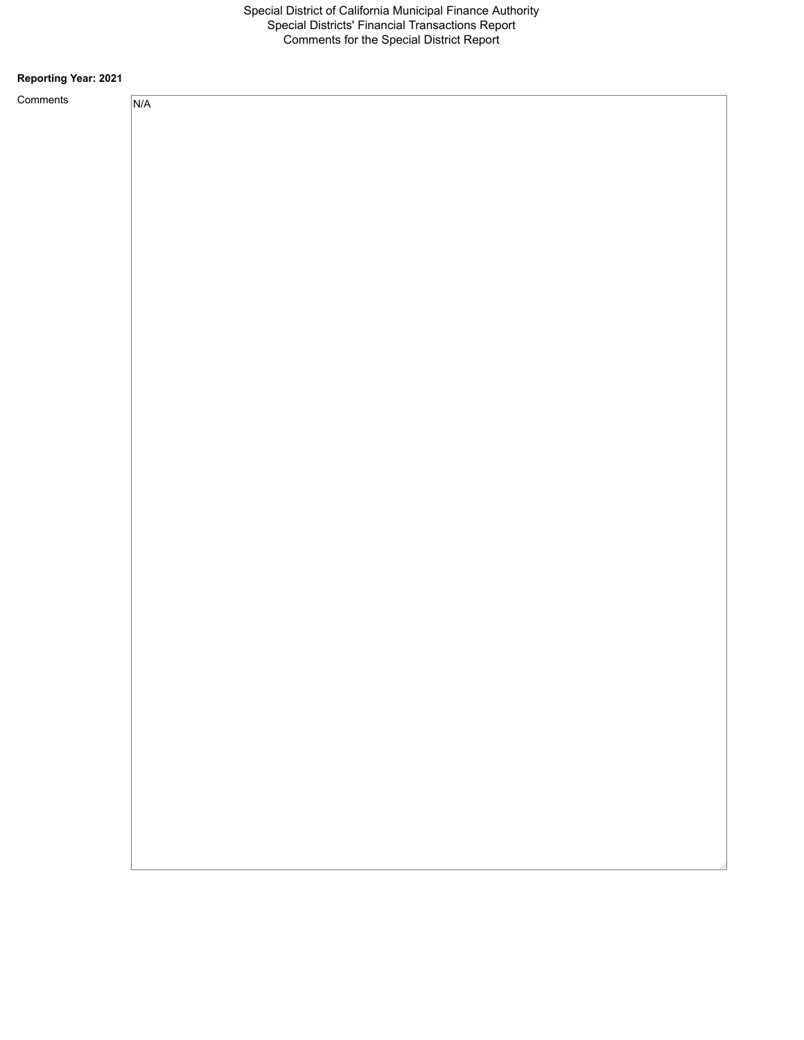Special District of California Municipal Finance Authority
Special Districts' Financial Transactions Report
Comments for the Special District Report

**Reporting Year: 2021**

Comments

N/A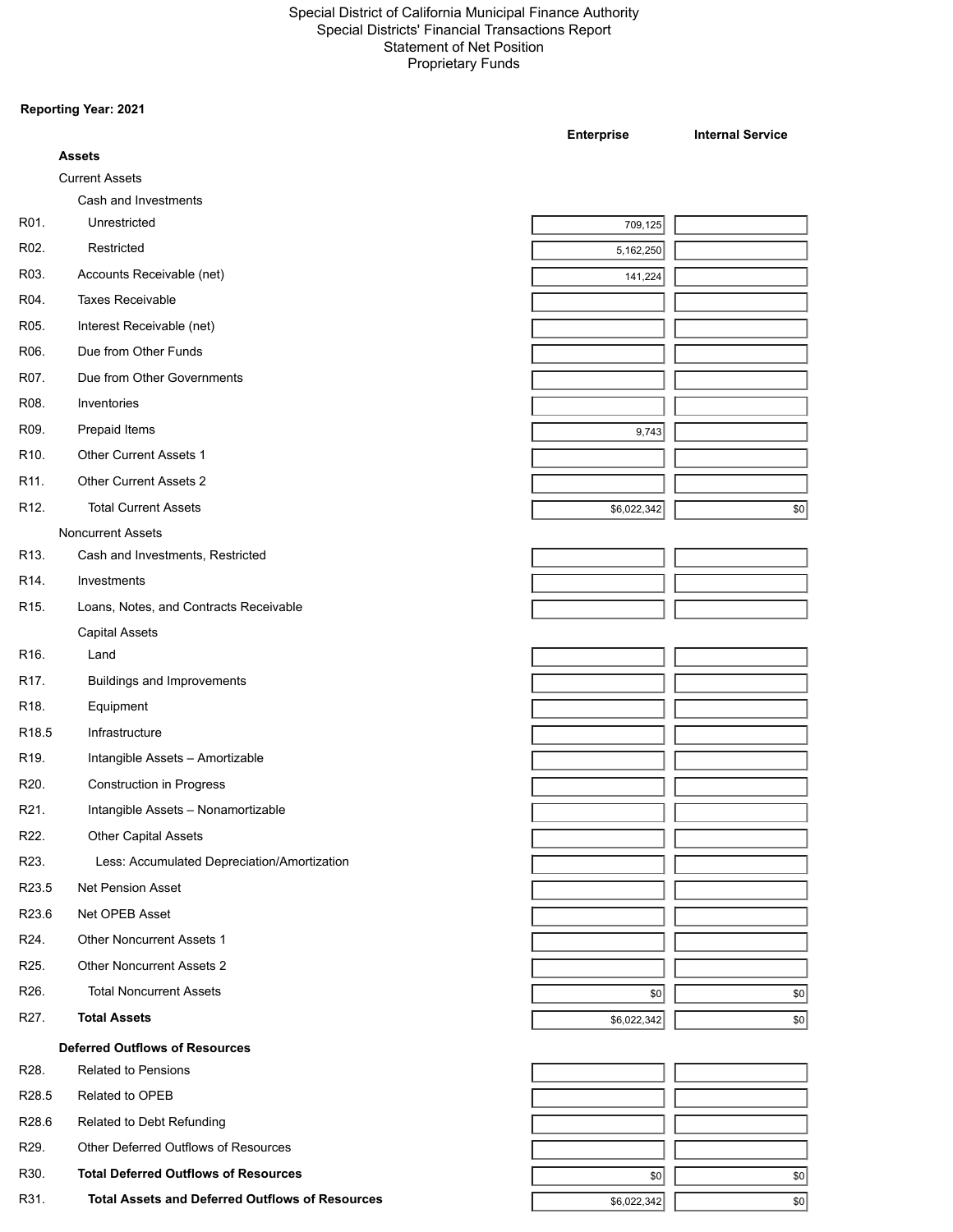Special District of California Municipal Finance Authority
Special Districts' Financial Transactions Report
Statement of Net Position
Proprietary Funds

**Reporting Year: 2021**

| | | Enterprise | Internal Service |
|---|---|---|---|
| | **Assets** | | |
| | Current Assets | | |
| | Cash and Investments | | |
| R01. | Unrestricted | 709,125 | |
| R02. | Restricted | 5,162,250 | |
| R03. | Accounts Receivable (net) | 141,224 | |
| R04. | Taxes Receivable | | |
| R05. | Interest Receivable (net) | | |
| R06. | Due from Other Funds | | |
| R07. | Due from Other Governments | | |
| R08. | Inventories | | |
| R09. | Prepaid Items | 9,743 | |
| R10. | Other Current Assets 1 | | |
| R11. | Other Current Assets 2 | | |
| R12. | Total Current Assets | $6,022,342 | $0 |
| | Noncurrent Assets | | |
| R13. | Cash and Investments, Restricted | | |
| R14. | Investments | | |
| R15. | Loans, Notes, and Contracts Receivable | | |
| | Capital Assets | | |
| R16. | Land | | |
| R17. | Buildings and Improvements | | |
| R18. | Equipment | | |
| R18.5 | Infrastructure | | |
| R19. | Intangible Assets – Amortizable | | |
| R20. | Construction in Progress | | |
| R21. | Intangible Assets – Nonamortizable | | |
| R22. | Other Capital Assets | | |
| R23. | Less: Accumulated Depreciation/Amortization | | |
| R23.5 | Net Pension Asset | | |
| R23.6 | Net OPEB Asset | | |
| R24. | Other Noncurrent Assets 1 | | |
| R25. | Other Noncurrent Assets 2 | | |
| R26. | Total Noncurrent Assets | $0 | $0 |
| R27. | **Total Assets** | $6,022,342 | $0 |
| | **Deferred Outflows of Resources** | | |
| R28. | Related to Pensions | | |
| R28.5 | Related to OPEB | | |
| R28.6 | Related to Debt Refunding | | |
| R29. | Other Deferred Outflows of Resources | | |
| R30. | **Total Deferred Outflows of Resources** | $0 | $0 |
| R31. | **Total Assets and Deferred Outflows of Resources** | $6,022,342 | $0 |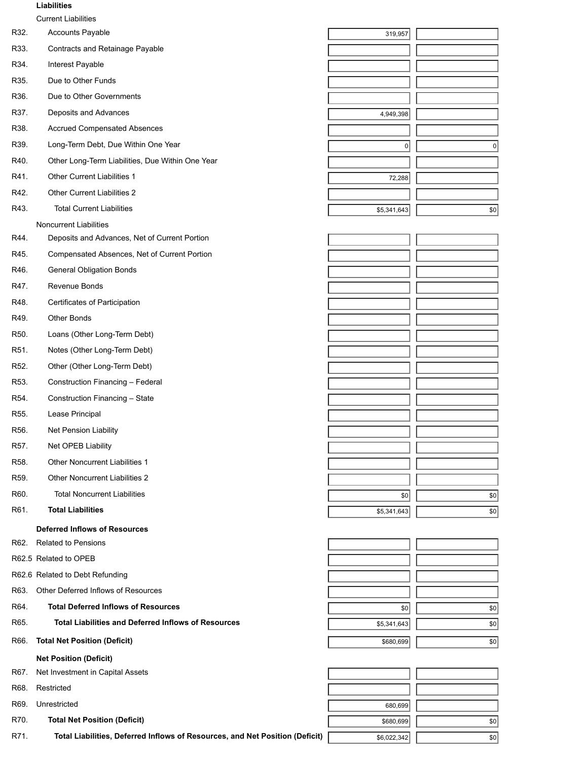| | | | |
|---|---|---|---|
| | **Liabilities** | | |
| | Current Liabilities | | |
| R32. | Accounts Payable | 319,957 | |
| R33. | Contracts and Retainage Payable | | |
| R34. | Interest Payable | | |
| R35. | Due to Other Funds | | |
| R36. | Due to Other Governments | | |
| R37. | Deposits and Advances | 4,949,398 | |
| R38. | Accrued Compensated Absences | | |
| R39. | Long-Term Debt, Due Within One Year | 0 | 0 |
| R40. | Other Long-Term Liabilities, Due Within One Year | | |
| R41. | Other Current Liabilities 1 | 72,288 | |
| R42. | Other Current Liabilities 2 | | |
| R43. | Total Current Liabilities | $5,341,643 | $0 |
| | Noncurrent Liabilities | | |
| R44. | Deposits and Advances, Net of Current Portion | | |
| R45. | Compensated Absences, Net of Current Portion | | |
| R46. | General Obligation Bonds | | |
| R47. | Revenue Bonds | | |
| R48. | Certificates of Participation | | |
| R49. | Other Bonds | | |
| R50. | Loans (Other Long-Term Debt) | | |
| R51. | Notes (Other Long-Term Debt) | | |
| R52. | Other (Other Long-Term Debt) | | |
| R53. | Construction Financing – Federal | | |
| R54. | Construction Financing – State | | |
| R55. | Lease Principal | | |
| R56. | Net Pension Liability | | |
| R57. | Net OPEB Liability | | |
| R58. | Other Noncurrent Liabilities 1 | | |
| R59. | Other Noncurrent Liabilities 2 | | |
| R60. | Total Noncurrent Liabilities | $0 | $0 |
| R61. | **Total Liabilities** | $5,341,643 | $0 |
| | **Deferred Inflows of Resources** | | |
| R62. | Related to Pensions | | |
| R62.5 | Related to OPEB | | |
| R62.6 | Related to Debt Refunding | | |
| R63. | Other Deferred Inflows of Resources | | |
| R64. | **Total Deferred Inflows of Resources** | $0 | $0 |
| R65. | **Total Liabilities and Deferred Inflows of Resources** | $5,341,643 | $0 |
| R66. | **Total Net Position (Deficit)** | $680,699 | $0 |
| | **Net Position (Deficit)** | | |
| R67. | Net Investment in Capital Assets | | |
| R68. | Restricted | | |
| R69. | Unrestricted | 680,699 | |
| R70. | **Total Net Position (Deficit)** | $680,699 | $0 |
| R71. | **Total Liabilities, Deferred Inflows of Resources, and Net Position (Deficit)** | $6,022,342 | $0 |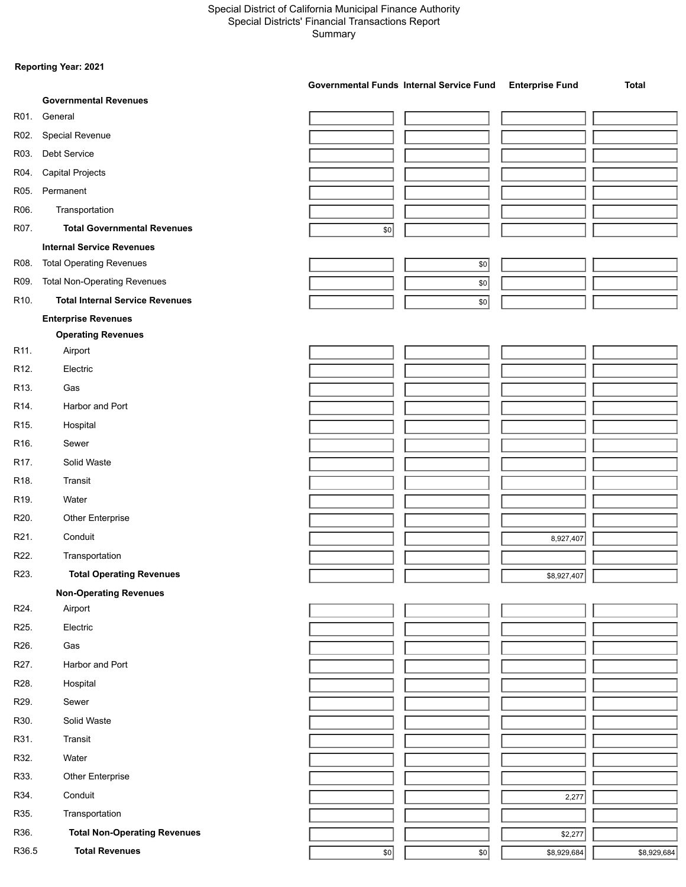Special District of California Municipal Finance Authority
Special Districts' Financial Transactions Report
Summary

**Reporting Year: 2021**

| | | Governmental Funds | Internal Service Fund | Enterprise Fund | Total |
|---|---|---|---|---|---|
| | **Governmental Revenues** | | | | |
| R01. | General | | | | |
| R02. | Special Revenue | | | | |
| R03. | Debt Service | | | | |
| R04. | Capital Projects | | | | |
| R05. | Permanent | | | | |
| R06. | Transportation | | | | |
| R07. | **Total Governmental Revenues** | $0 | | | |
| | **Internal Service Revenues** | | | | |
| R08. | Total Operating Revenues | | $0 | | |
| R09. | Total Non-Operating Revenues | | $0 | | |
| R10. | **Total Internal Service Revenues** | | $0 | | |
| | **Enterprise Revenues** | | | | |
| | **Operating Revenues** | | | | |
| R11. | Airport | | | | |
| R12. | Electric | | | | |
| R13. | Gas | | | | |
| R14. | Harbor and Port | | | | |
| R15. | Hospital | | | | |
| R16. | Sewer | | | | |
| R17. | Solid Waste | | | | |
| R18. | Transit | | | | |
| R19. | Water | | | | |
| R20. | Other Enterprise | | | | |
| R21. | Conduit | | | 8,927,407 | |
| R22. | Transportation | | | | |
| R23. | **Total Operating Revenues** | | | $8,927,407 | |
| | **Non-Operating Revenues** | | | | |
| R24. | Airport | | | | |
| R25. | Electric | | | | |
| R26. | Gas | | | | |
| R27. | Harbor and Port | | | | |
| R28. | Hospital | | | | |
| R29. | Sewer | | | | |
| R30. | Solid Waste | | | | |
| R31. | Transit | | | | |
| R32. | Water | | | | |
| R33. | Other Enterprise | | | | |
| R34. | Conduit | | | 2,277 | |
| R35. | Transportation | | | | |
| R36. | **Total Non-Operating Revenues** | | | $2,277 | |
| R36.5 | **Total Revenues** | $0 | $0 | $8,929,684 | $8,929,684 |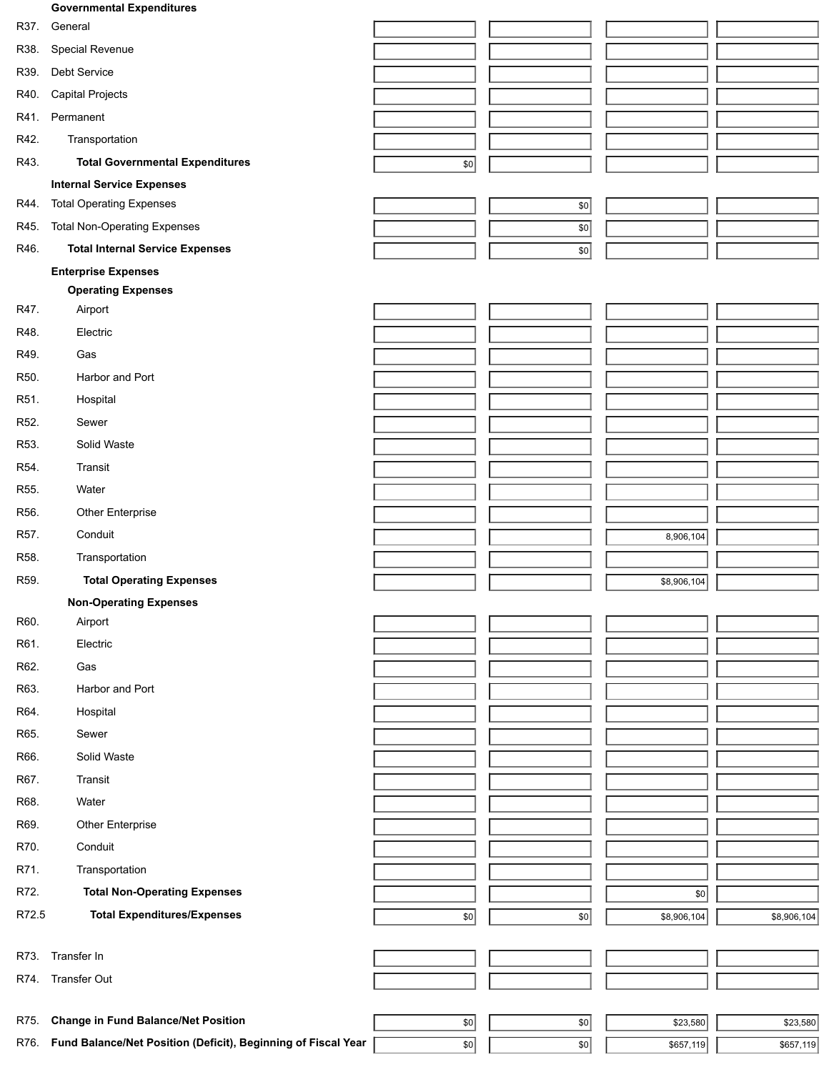| | | | | | |
|---|---|---|---|---|---|
| | **Governmental Expenditures** | | | | |
| R37. | General | | | | |
| R38. | Special Revenue | | | | |
| R39. | Debt Service | | | | |
| R40. | Capital Projects | | | | |
| R41. | Permanent | | | | |
| R42. | Transportation | | | | |
| R43. | **Total Governmental Expenditures** | $0 | | | |
| | **Internal Service Expenses** | | | | |
| R44. | Total Operating Expenses | | $0 | | |
| R45. | Total Non-Operating Expenses | | $0 | | |
| R46. | **Total Internal Service Expenses** | | $0 | | |
| | **Enterprise Expenses** | | | | |
| | **Operating Expenses** | | | | |
| R47. | Airport | | | | |
| R48. | Electric | | | | |
| R49. | Gas | | | | |
| R50. | Harbor and Port | | | | |
| R51. | Hospital | | | | |
| R52. | Sewer | | | | |
| R53. | Solid Waste | | | | |
| R54. | Transit | | | | |
| R55. | Water | | | | |
| R56. | Other Enterprise | | | | |
| R57. | Conduit | | | 8,906,104 | |
| R58. | Transportation | | | | |
| R59. | **Total Operating Expenses** | | | $8,906,104 | |
| | **Non-Operating Expenses** | | | | |
| R60. | Airport | | | | |
| R61. | Electric | | | | |
| R62. | Gas | | | | |
| R63. | Harbor and Port | | | | |
| R64. | Hospital | | | | |
| R65. | Sewer | | | | |
| R66. | Solid Waste | | | | |
| R67. | Transit | | | | |
| R68. | Water | | | | |
| R69. | Other Enterprise | | | | |
| R70. | Conduit | | | | |
| R71. | Transportation | | | | |
| R72. | **Total Non-Operating Expenses** | | | $0 | |
| R72.5 | **Total Expenditures/Expenses** | $0 | $0 | $8,906,104 | $8,906,104 |
| R73. | Transfer In | | | | |
| R74. | Transfer Out | | | | |
| R75. | **Change in Fund Balance/Net Position** | $0 | $0 | $23,580 | $23,580 |
| R76. | **Fund Balance/Net Position (Deficit), Beginning of Fiscal Year** | $0 | $0 | $657,119 | $657,119 |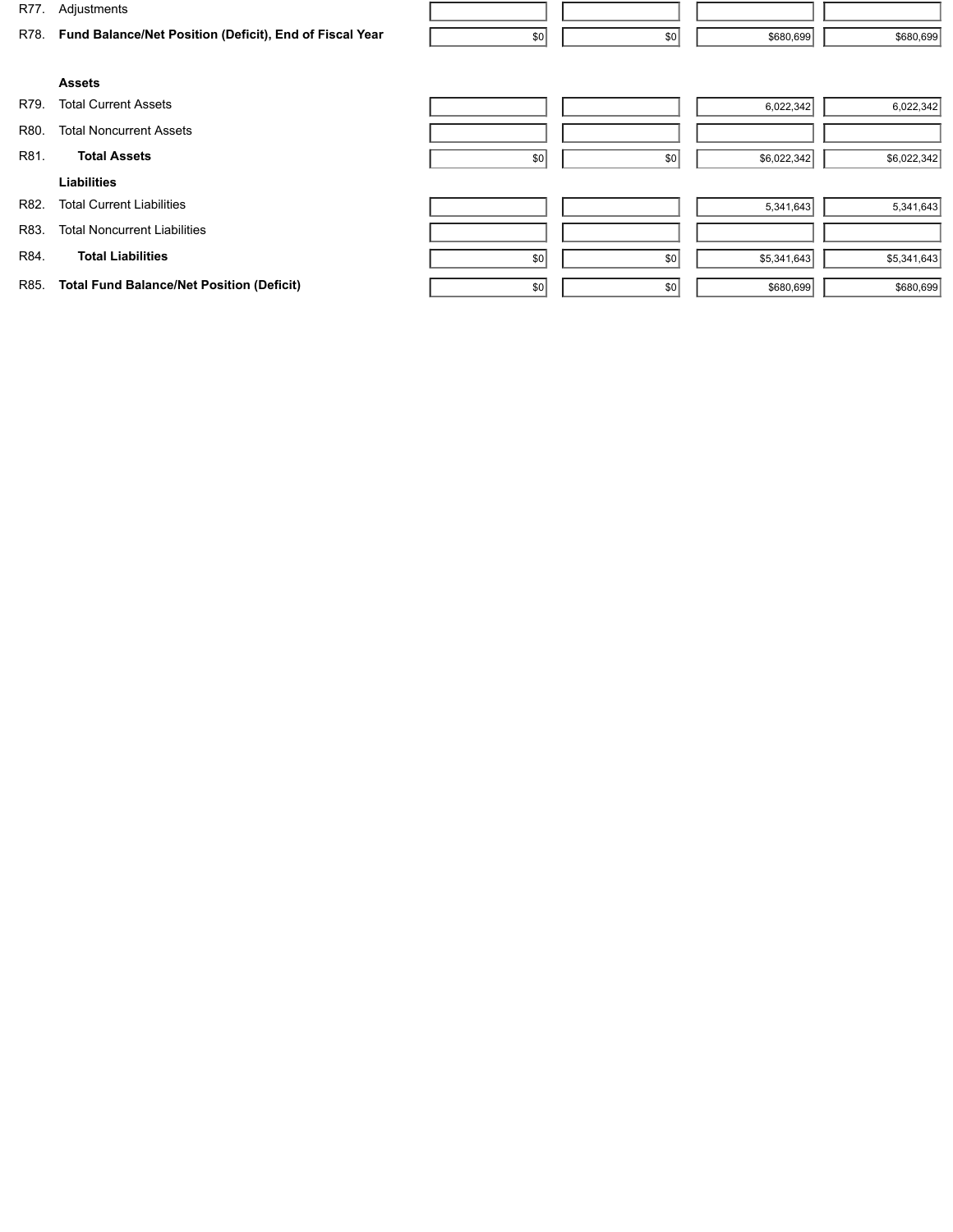| | | | | | |
|---|---|---|---|---|---|
| R77. | Adjustments | | | | |
| R78. | **Fund Balance/Net Position (Deficit), End of Fiscal Year** | $0 | $0 | $680,699 | $680,699 |
| | **Assets** | | | | |
| R79. | Total Current Assets | | | 6,022,342 | 6,022,342 |
| R80. | Total Noncurrent Assets | | | | |
| R81. | **Total Assets** | $0 | $0 | $6,022,342 | $6,022,342 |
| | **Liabilities** | | | | |
| R82. | Total Current Liabilities | | | 5,341,643 | 5,341,643 |
| R83. | Total Noncurrent Liabilities | | | | |
| R84. | **Total Liabilities** | $0 | $0 | $5,341,643 | $5,341,643 |
| R85. | **Total Fund Balance/Net Position (Deficit)** | $0 | $0 | $680,699 | $680,699 |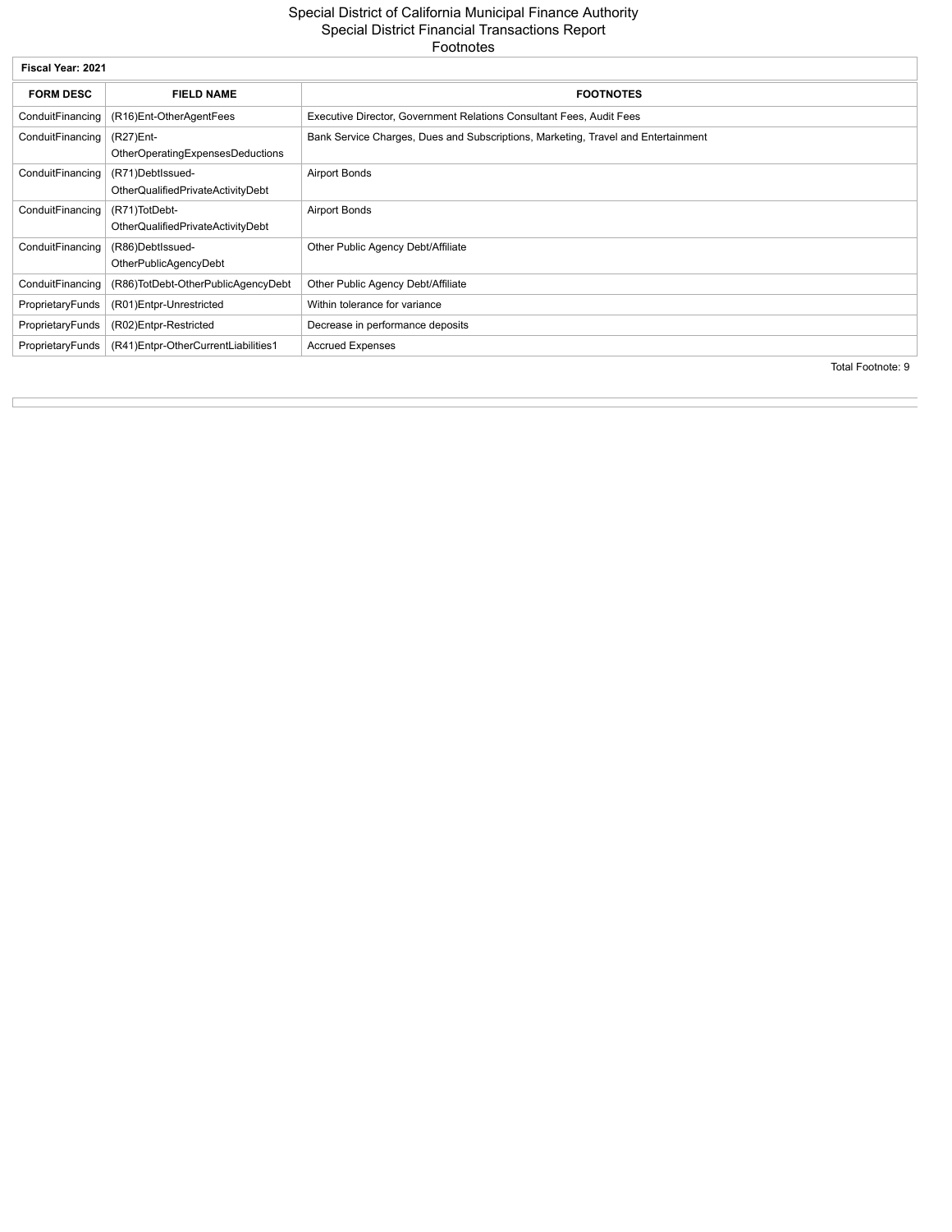# Special District of California Municipal Finance Authority
## Special District Financial Transactions Report
### Footnotes

**Fiscal Year: 2021**

| FORM DESC | FIELD NAME | FOOTNOTES |
|---|---|---|
| ConduitFinancing | (R16)Ent-OtherAgentFees | Executive Director, Government Relations Consultant Fees, Audit Fees |
| ConduitFinancing | (R27)Ent-OtherOperatingExpensesDeductions | Bank Service Charges, Dues and Subscriptions, Marketing, Travel and Entertainment |
| ConduitFinancing | (R71)DebtIssued-OtherQualifiedPrivateActivityDebt | Airport Bonds |
| ConduitFinancing | (R71)TotDebt-OtherQualifiedPrivateActivityDebt | Airport Bonds |
| ConduitFinancing | (R86)DebtIssued-OtherPublicAgencyDebt | Other Public Agency Debt/Affiliate |
| ConduitFinancing | (R86)TotDebt-OtherPublicAgencyDebt | Other Public Agency Debt/Affiliate |
| ProprietaryFunds | (R01)Entpr-Unrestricted | Within tolerance for variance |
| ProprietaryFunds | (R02)Entpr-Restricted | Decrease in performance deposits |
| ProprietaryFunds | (R41)Entpr-OtherCurrentLiabilities1 | Accrued Expenses |

Total Footnote: 9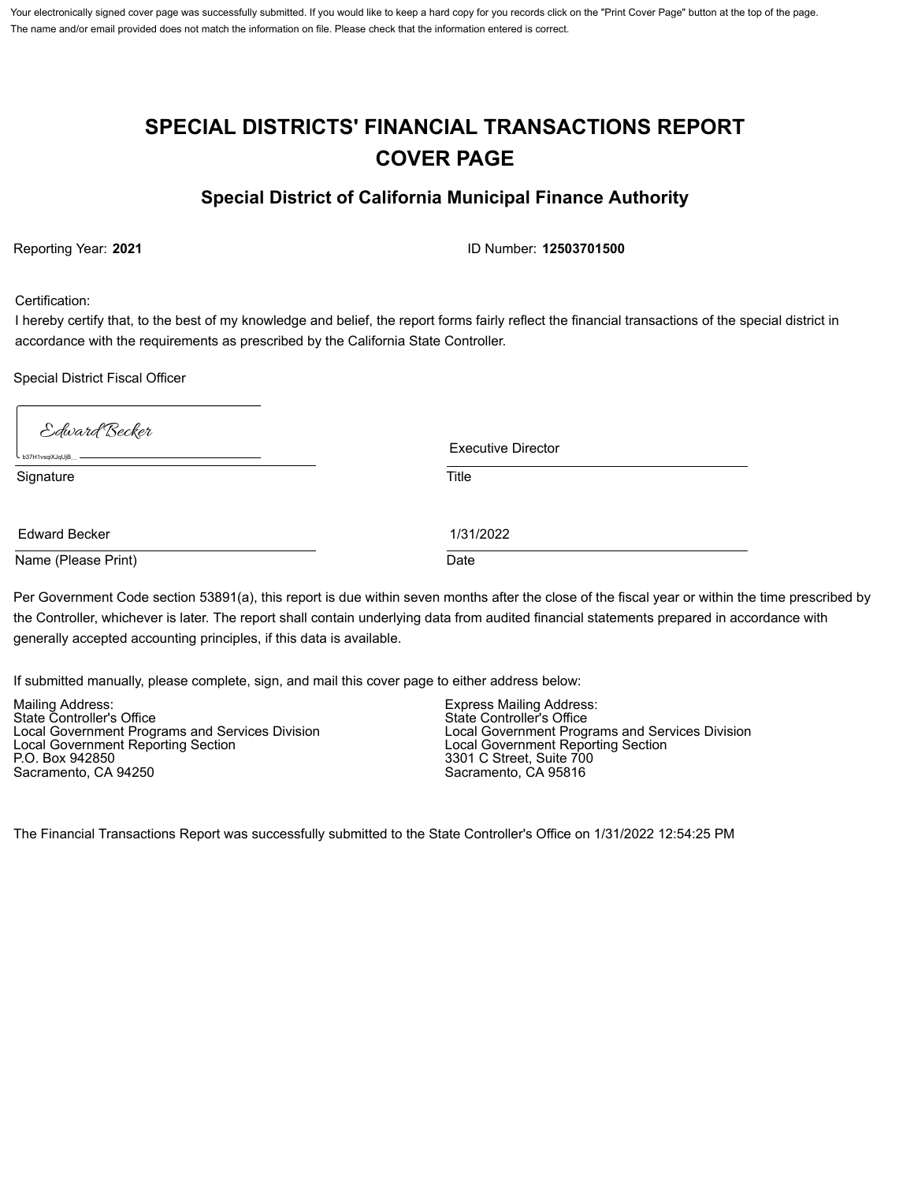Your electronically signed cover page was successfully submitted. If you would like to keep a hard copy for you records click on the "Print Cover Page" button at the top of the page.

The name and/or email provided does not match the information on file. Please check that the information entered is correct.

# SPECIAL DISTRICTS' FINANCIAL TRANSACTIONS REPORT COVER PAGE

## Special District of California Municipal Finance Authority

Reporting Year: **2021**

ID Number: **12503701500**

Certification:
I hereby certify that, to the best of my knowledge and belief, the report forms fairly reflect the financial transactions of the special district in accordance with the requirements as prescribed by the California State Controller.

Special District Fiscal Officer

Edward Becker
b37H1vsqiXJqUjB...

Signature

Executive Director

Title

Edward Becker

Name (Please Print)

1/31/2022

Date

Per Government Code section 53891(a), this report is due within seven months after the close of the fiscal year or within the time prescribed by the Controller, whichever is later. The report shall contain underlying data from audited financial statements prepared in accordance with generally accepted accounting principles, if this data is available.

If submitted manually, please complete, sign, and mail this cover page to either address below:

Mailing Address:
State Controller's Office
Local Government Programs and Services Division
Local Government Reporting Section
P.O. Box 942850
Sacramento, CA 94250

Express Mailing Address:
State Controller's Office
Local Government Programs and Services Division
Local Government Reporting Section
3301 C Street, Suite 700
Sacramento, CA 95816

The Financial Transactions Report was successfully submitted to the State Controller's Office on 1/31/2022 12:54:25 PM